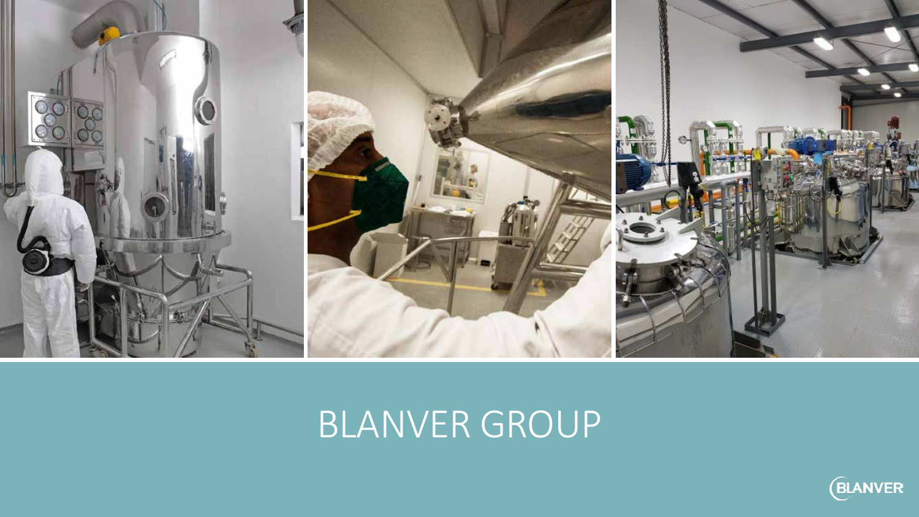# BLANVER GROUP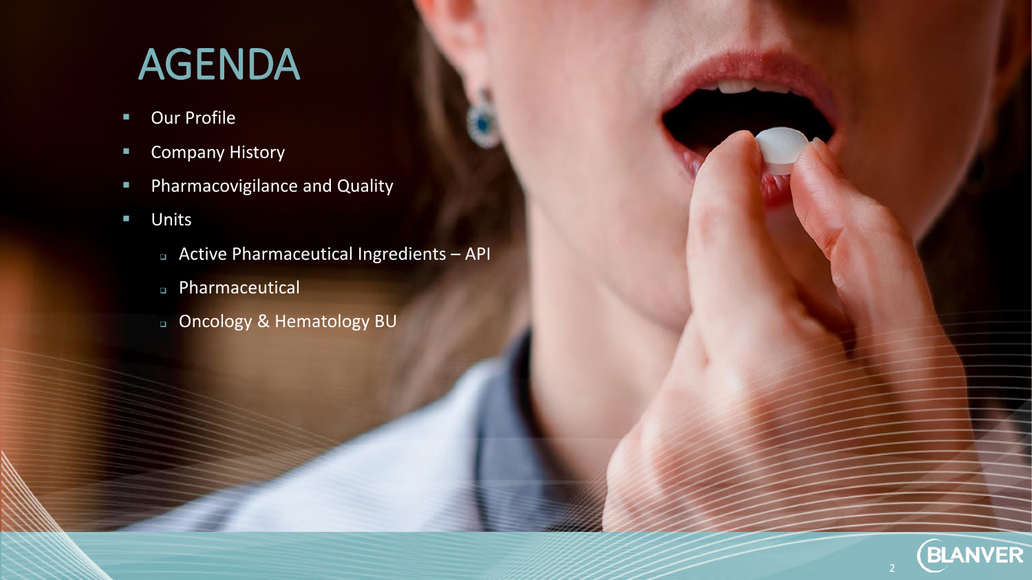# AGENDA

- Our Profile
- Company History
- Pharmacovigilance and Quality
- Units
  - Active Pharmaceutical Ingredients – API
  - Pharmaceutical
  - Oncology & Hematology BU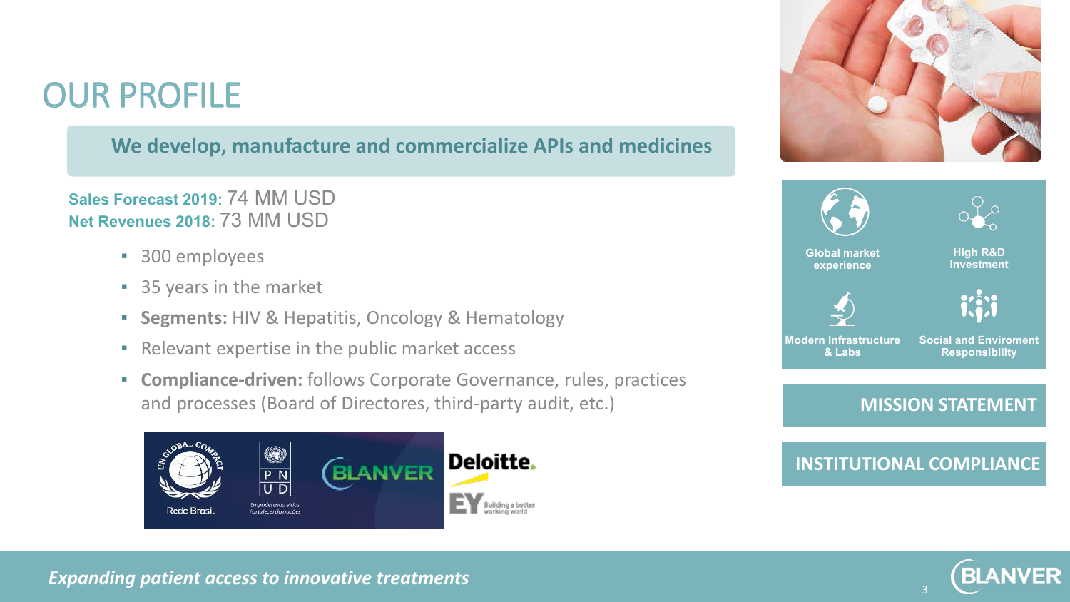# OUR PROFILE

**We develop, manufacture and commercialize APIs and medicines**

**Sales Forecast 2019:** 74 MM USD
**Net Revenues 2018:** 73 MM USD

- 300 employees
- 35 years in the market
- **Segments:** HIV & Hepatitis, Oncology & Hematology
- Relevant expertise in the public market access
- **Compliance-driven:** follows Corporate Governance, rules, practices and processes (Board of Directors, third-party audit, etc.)

**Global market experience**

**High R&D Investment**

**Modern Infrastructure & Labs**

**Social and Enviroment Responsibility**

**MISSION STATEMENT**

**INSTITUTIONAL COMPLIANCE**

*Expanding patient access to innovative treatments*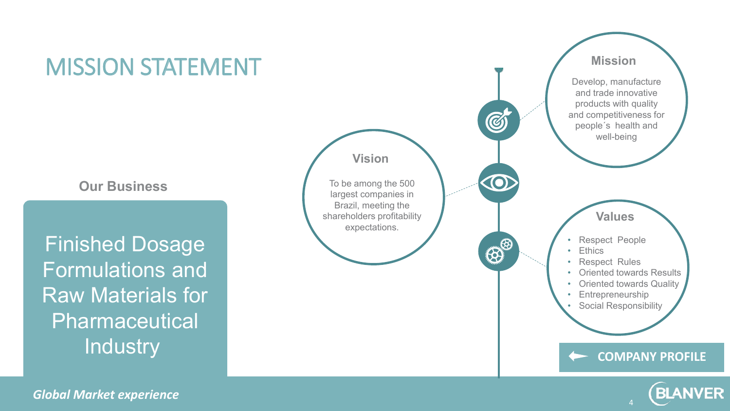# MISSION STATEMENT

### Our Business

Finished Dosage Formulations and Raw Materials for Pharmaceutical Industry

### Vision

To be among the 500 largest companies in Brazil, meeting the shareholders profitability expectations.

### Mission

Develop, manufacture and trade innovative products with quality and competitiveness for people´s health and well-being

### Values

- Respect People
- Ethics
- Respect Rules
- Oriented towards Results
- Oriented towards Quality
- Entrepreneurship
- Social Responsibility

COMPANY PROFILE

*Global Market experience*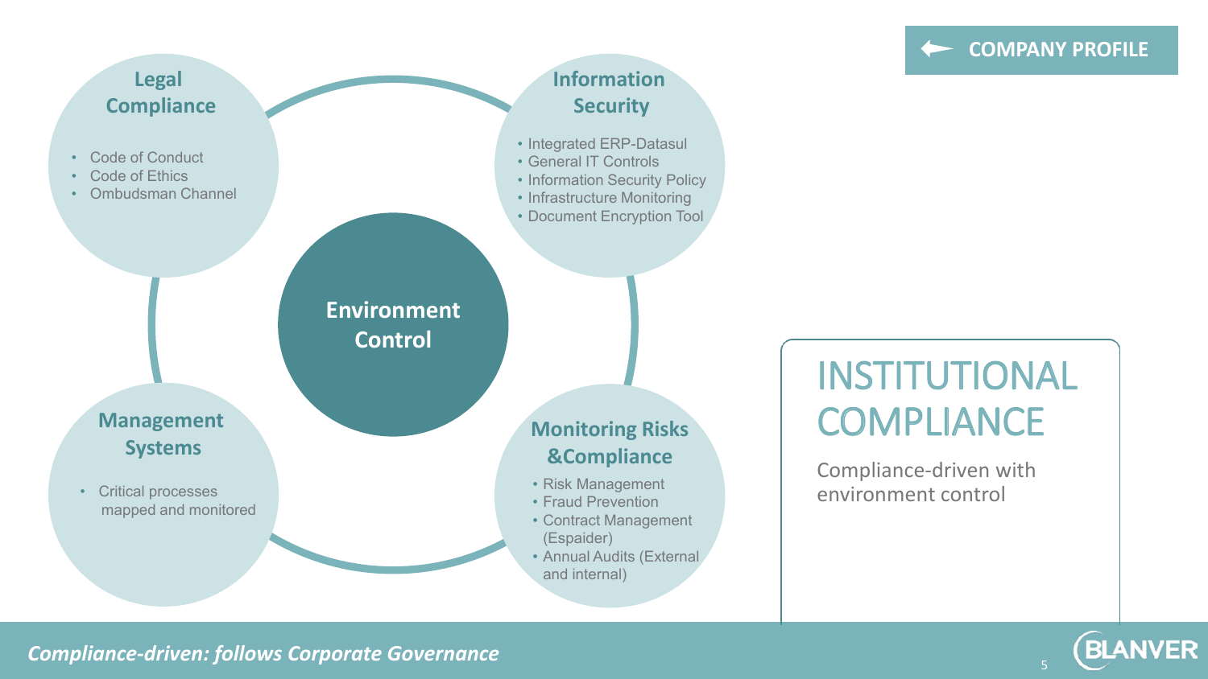# INSTITUTIONAL COMPLIANCE

Compliance-driven with environment control

## Environment Control

### Legal Compliance

- Code of Conduct
- Code of Ethics
- Ombudsman Channel

### Information Security

- Integrated ERP-Datasul
- General IT Controls
- Information Security Policy
- Infrastructure Monitoring
- Document Encryption Tool

### Management Systems

- Critical processes mapped and monitored

### Monitoring Risks &Compliance

- Risk Management
- Fraud Prevention
- Contract Management (Espaider)
- Annual Audits (External and internal)

*Compliance-driven: follows Corporate Governance*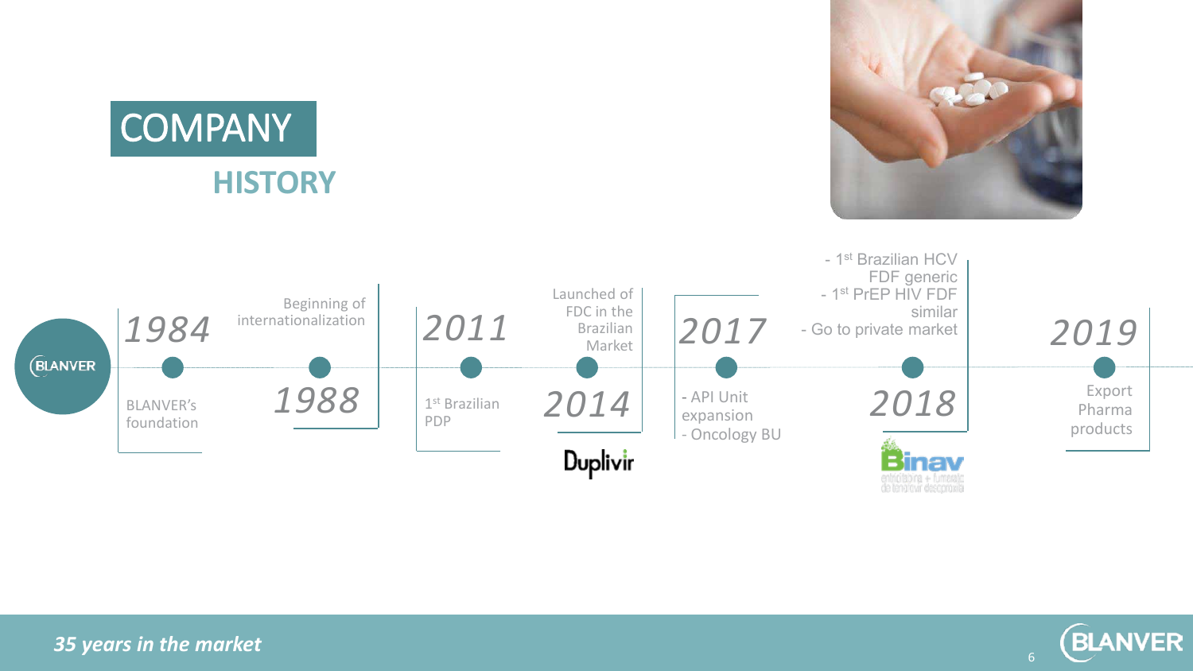# COMPANY HISTORY

**1984**
BLANVER's foundation

**1988**
Beginning of internationalization

**2011**
1st Brazilian PDP

**2014**
Launched of FDC in the Brazilian Market

Duplivir

**2017**
- API Unit expansion
- Oncology BU

**2018**
- 1st Brazilian HCV FDF generic
- 1st PrEP HIV FDF similar
- Go to private market

Binav

**2019**
Export Pharma products

*35 years in the market*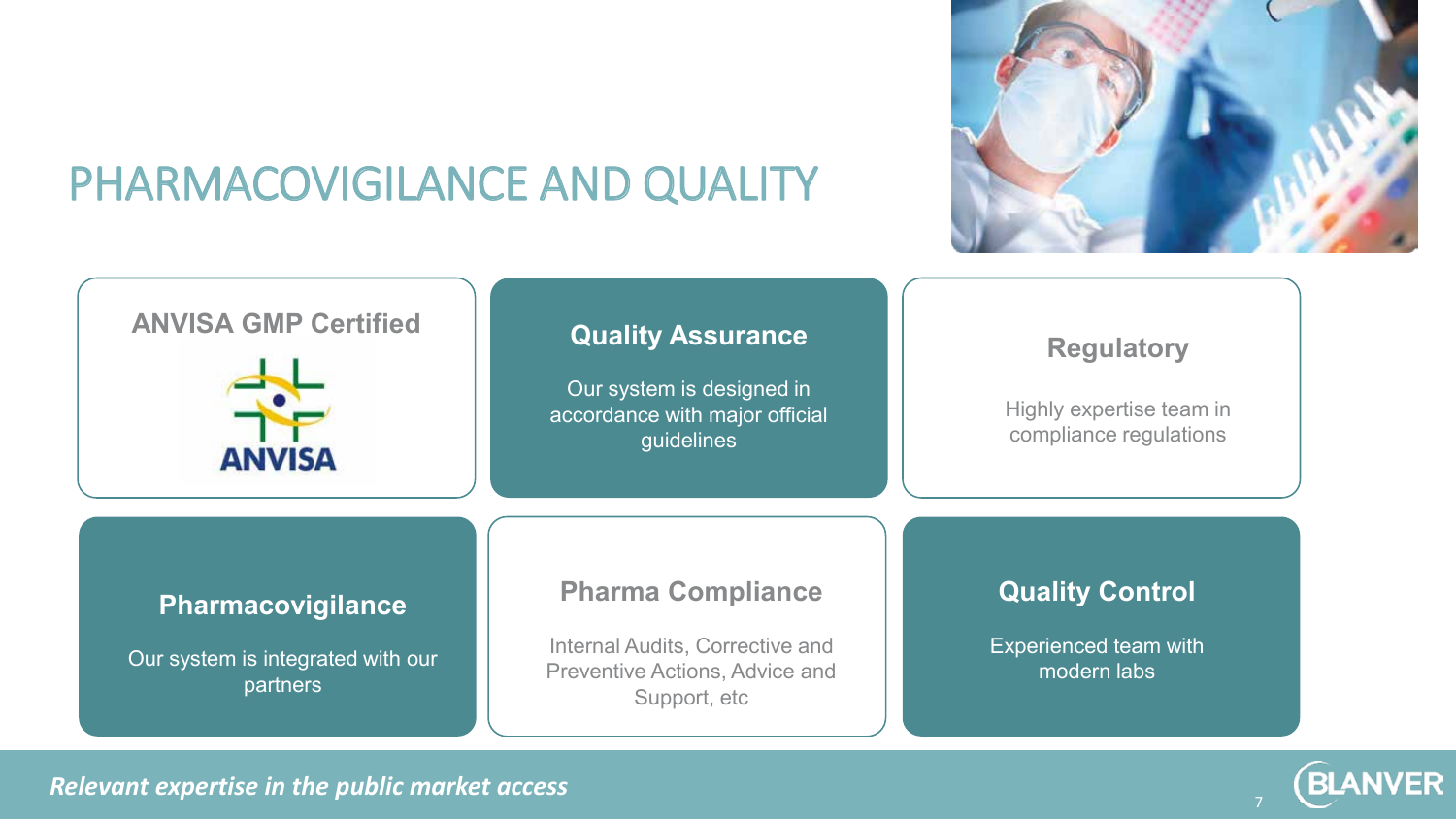# PHARMACOVIGILANCE AND QUALITY

### ANVISA GMP Certified

ANVISA

### Quality Assurance

Our system is designed in accordance with major official guidelines

### Regulatory

Highly expertise team in compliance regulations

### Pharmacovigilance

Our system is integrated with our partners

### Pharma Compliance

Internal Audits, Corrective and Preventive Actions, Advice and Support, etc

### Quality Control

Experienced team with modern labs

***Relevant expertise in the public market access***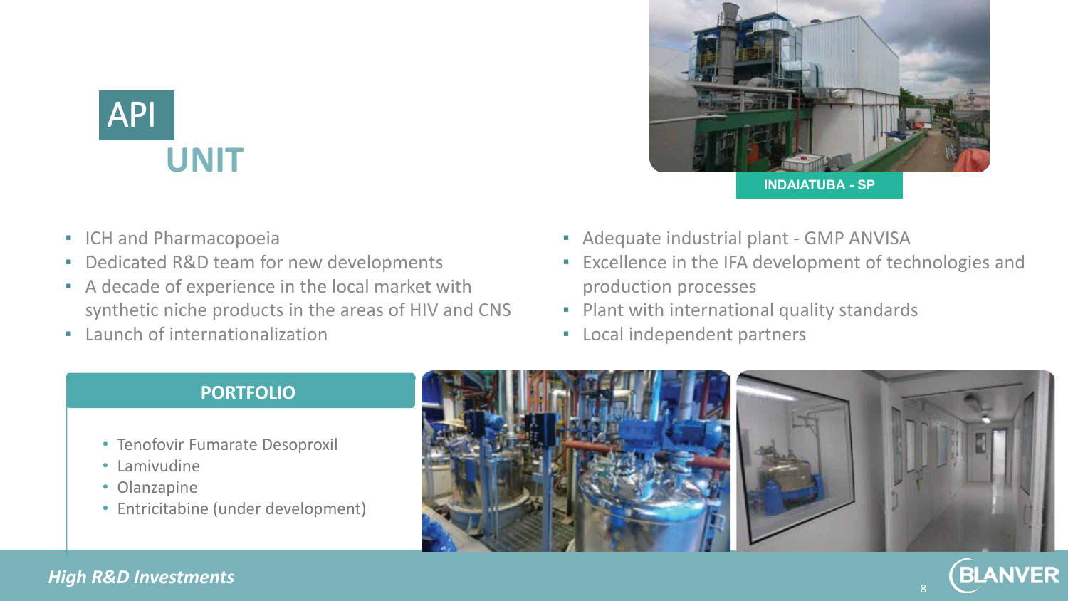# API UNIT

INDAIATUBA - SP

- ICH and Pharmacopoeia
- Dedicated R&D team for new developments
- A decade of experience in the local market with synthetic niche products in the areas of HIV and CNS
- Launch of internationalization

- Adequate industrial plant - GMP ANVISA
- Excellence in the IFA development of technologies and production processes
- Plant with international quality standards
- Local independent partners

## PORTFOLIO

- Tenofovir Fumarate Desoproxil
- Lamivudine
- Olanzapine
- Entricitabine (under development)

*High R&D Investments*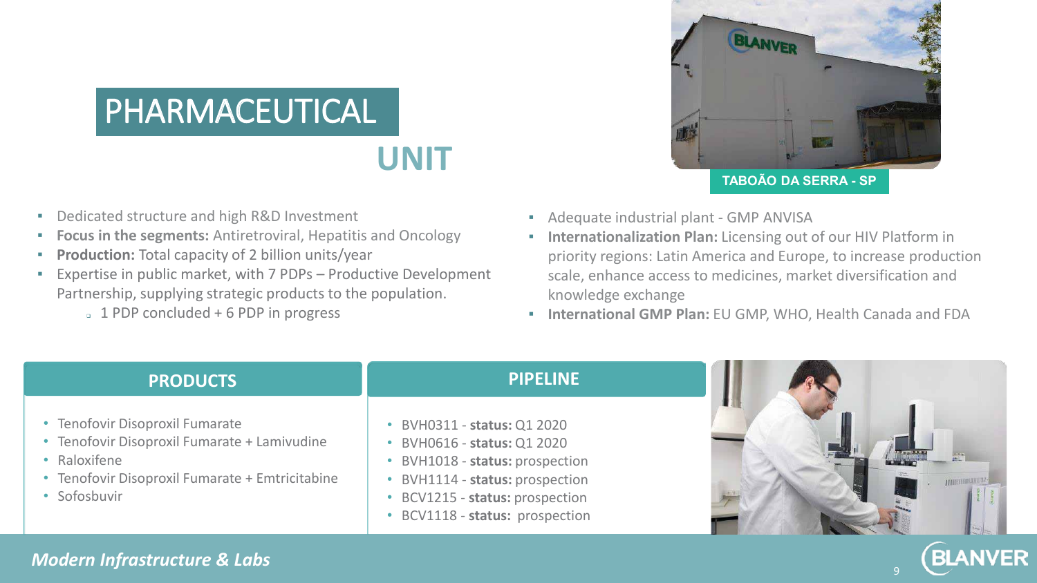# PHARMACEUTICAL UNIT

TABOÃO DA SERRA - SP

- Dedicated structure and high R&D Investment
- **Focus in the segments:** Antiretroviral, Hepatitis and Oncology
- **Production:** Total capacity of 2 billion units/year
- Expertise in public market, with 7 PDPs – Productive Development Partnership, supplying strategic products to the population.
  - 1 PDP concluded + 6 PDP in progress
- Adequate industrial plant - GMP ANVISA
- **Internationalization Plan:** Licensing out of our HIV Platform in priority regions: Latin America and Europe, to increase production scale, enhance access to medicines, market diversification and knowledge exchange
- **International GMP Plan:** EU GMP, WHO, Health Canada and FDA

## PRODUCTS

- Tenofovir Disoproxil Fumarate
- Tenofovir Disoproxil Fumarate + Lamivudine
- Raloxifene
- Tenofovir Disoproxil Fumarate + Emtricitabine
- Sofosbuvir

## PIPELINE

- BVH0311 - **status:** Q1 2020
- BVH0616 - **status:** Q1 2020
- BVH1018 - **status:** prospection
- BVH1114 - **status:** prospection
- BCV1215 - **status:** prospection
- BCV1118 - **status:** prospection

*Modern Infrastructure & Labs*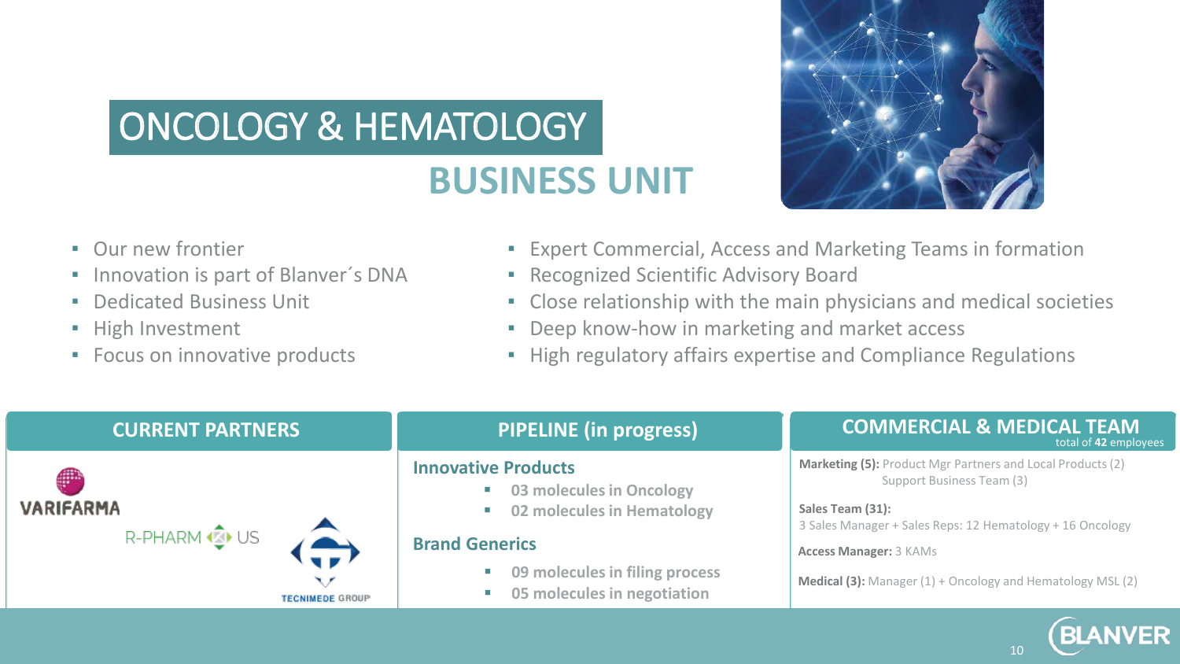# ONCOLOGY & HEMATOLOGY

## BUSINESS UNIT

- Our new frontier
- Innovation is part of Blanver´s DNA
- Dedicated Business Unit
- High Investment
- Focus on innovative products

- Expert Commercial, Access and Marketing Teams in formation
- Recognized Scientific Advisory Board
- Close relationship with the main physicians and medical societies
- Deep know-how in marketing and market access
- High regulatory affairs expertise and Compliance Regulations

### CURRENT PARTNERS

VARIFARMA

R-PHARM US

TECNIMEDE GROUP

### PIPELINE (in progress)

**Innovative Products**

- 03 molecules in Oncology
- 02 molecules in Hematology

**Brand Generics**

- 09 molecules in filing process
- 05 molecules in negotiation

### COMMERCIAL & MEDICAL TEAM

total of **42** employees

**Marketing (5):** Product Mgr Partners and Local Products (2)
Support Business Team (3)

**Sales Team (31):**
3 Sales Manager + Sales Reps: 12 Hematology + 16 Oncology

**Access Manager:** 3 KAMs

**Medical (3):** Manager (1) + Oncology and Hematology MSL (2)

BLANVER